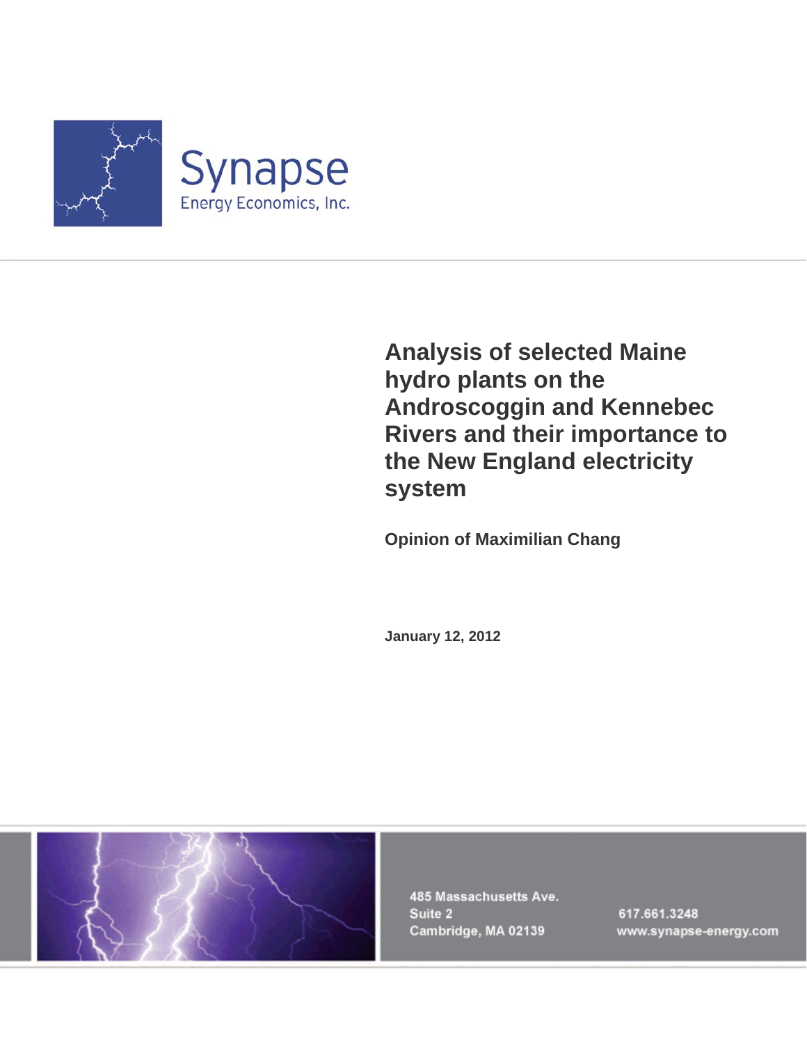Synapse

Energy Economics, Inc.

# Analysis of selected Maine hydro plants on the Androscoggin and Kennebec Rivers and their importance to the New England electricity system

**Opinion of Maximilian Chang**

**January 12, 2012**

485 Massachusetts Ave.
Suite 2
Cambridge, MA 02139

617.661.3248
www.synapse-energy.com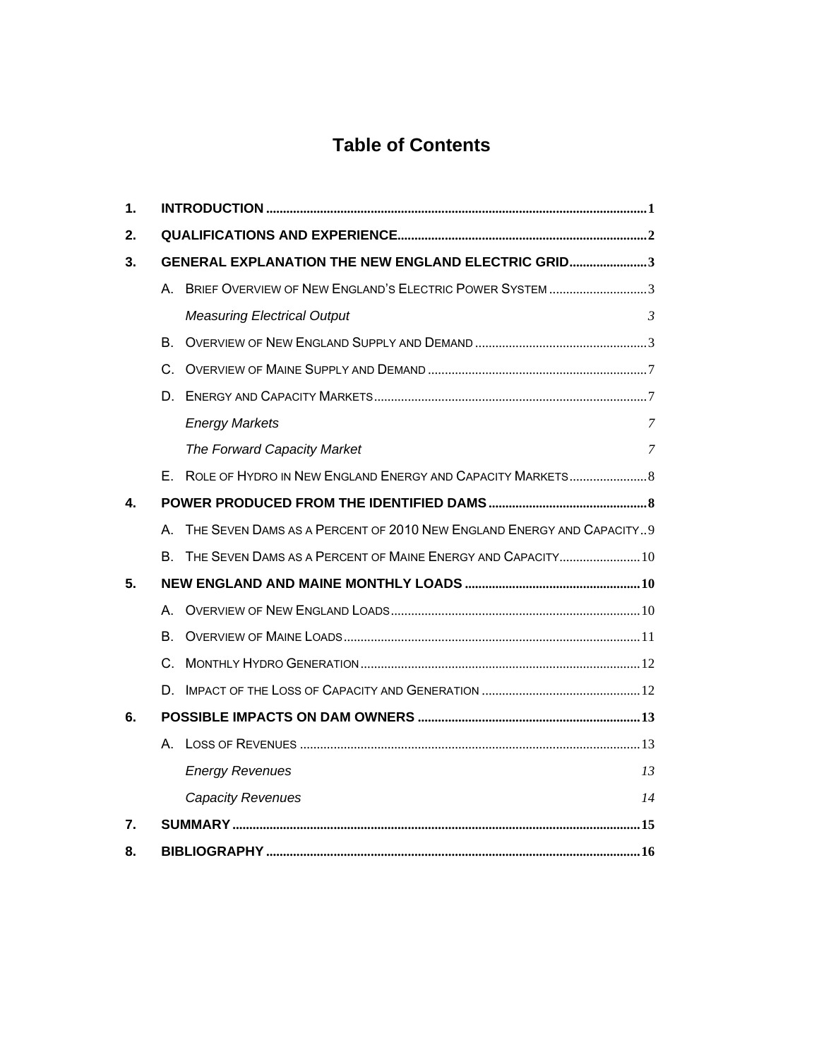# Table of Contents

1. **INTRODUCTION** ........ 1
2. **QUALIFICATIONS AND EXPERIENCE** ........ 2
3. **GENERAL EXPLANATION THE NEW ENGLAND ELECTRIC GRID** ........ 3
   - A. BRIEF OVERVIEW OF NEW ENGLAND'S ELECTRIC POWER SYSTEM ........ 3
     - *Measuring Electrical Output* ........ 3
   - B. OVERVIEW OF NEW ENGLAND SUPPLY AND DEMAND ........ 3
   - C. OVERVIEW OF MAINE SUPPLY AND DEMAND ........ 7
   - D. ENERGY AND CAPACITY MARKETS ........ 7
     - *Energy Markets* ........ 7
     - *The Forward Capacity Market* ........ 7
   - E. ROLE OF HYDRO IN NEW ENGLAND ENERGY AND CAPACITY MARKETS ........ 8
4. **POWER PRODUCED FROM THE IDENTIFIED DAMS** ........ 8
   - A. THE SEVEN DAMS AS A PERCENT OF 2010 NEW ENGLAND ENERGY AND CAPACITY ........ 9
   - B. THE SEVEN DAMS AS A PERCENT OF MAINE ENERGY AND CAPACITY ........ 10
5. **NEW ENGLAND AND MAINE MONTHLY LOADS** ........ 10
   - A. OVERVIEW OF NEW ENGLAND LOADS ........ 10
   - B. OVERVIEW OF MAINE LOADS ........ 11
   - C. MONTHLY HYDRO GENERATION ........ 12
   - D. IMPACT OF THE LOSS OF CAPACITY AND GENERATION ........ 12
6. **POSSIBLE IMPACTS ON DAM OWNERS** ........ 13
   - A. LOSS OF REVENUES ........ 13
     - *Energy Revenues* ........ 13
     - *Capacity Revenues* ........ 14
7. **SUMMARY** ........ 15
8. **BIBLIOGRAPHY** ........ 16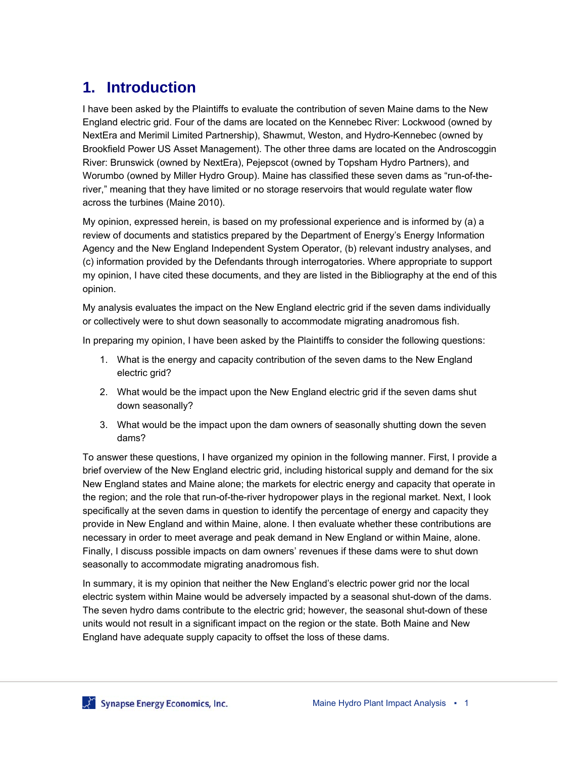# 1. Introduction

I have been asked by the Plaintiffs to evaluate the contribution of seven Maine dams to the New England electric grid. Four of the dams are located on the Kennebec River: Lockwood (owned by NextEra and Merimil Limited Partnership), Shawmut, Weston, and Hydro-Kennebec (owned by Brookfield Power US Asset Management). The other three dams are located on the Androscoggin River: Brunswick (owned by NextEra), Pejepscot (owned by Topsham Hydro Partners), and Worumbo (owned by Miller Hydro Group). Maine has classified these seven dams as "run-of-the-river," meaning that they have limited or no storage reservoirs that would regulate water flow across the turbines (Maine 2010).

My opinion, expressed herein, is based on my professional experience and is informed by (a) a review of documents and statistics prepared by the Department of Energy's Energy Information Agency and the New England Independent System Operator, (b) relevant industry analyses, and (c) information provided by the Defendants through interrogatories. Where appropriate to support my opinion, I have cited these documents, and they are listed in the Bibliography at the end of this opinion.

My analysis evaluates the impact on the New England electric grid if the seven dams individually or collectively were to shut down seasonally to accommodate migrating anadromous fish.

In preparing my opinion, I have been asked by the Plaintiffs to consider the following questions:

1. What is the energy and capacity contribution of the seven dams to the New England electric grid?
2. What would be the impact upon the New England electric grid if the seven dams shut down seasonally?
3. What would be the impact upon the dam owners of seasonally shutting down the seven dams?

To answer these questions, I have organized my opinion in the following manner. First, I provide a brief overview of the New England electric grid, including historical supply and demand for the six New England states and Maine alone; the markets for electric energy and capacity that operate in the region; and the role that run-of-the-river hydropower plays in the regional market. Next, I look specifically at the seven dams in question to identify the percentage of energy and capacity they provide in New England and within Maine, alone. I then evaluate whether these contributions are necessary in order to meet average and peak demand in New England or within Maine, alone. Finally, I discuss possible impacts on dam owners' revenues if these dams were to shut down seasonally to accommodate migrating anadromous fish.

In summary, it is my opinion that neither the New England's electric power grid nor the local electric system within Maine would be adversely impacted by a seasonal shut-down of the dams. The seven hydro dams contribute to the electric grid; however, the seasonal shut-down of these units would not result in a significant impact on the region or the state. Both Maine and New England have adequate supply capacity to offset the loss of these dams.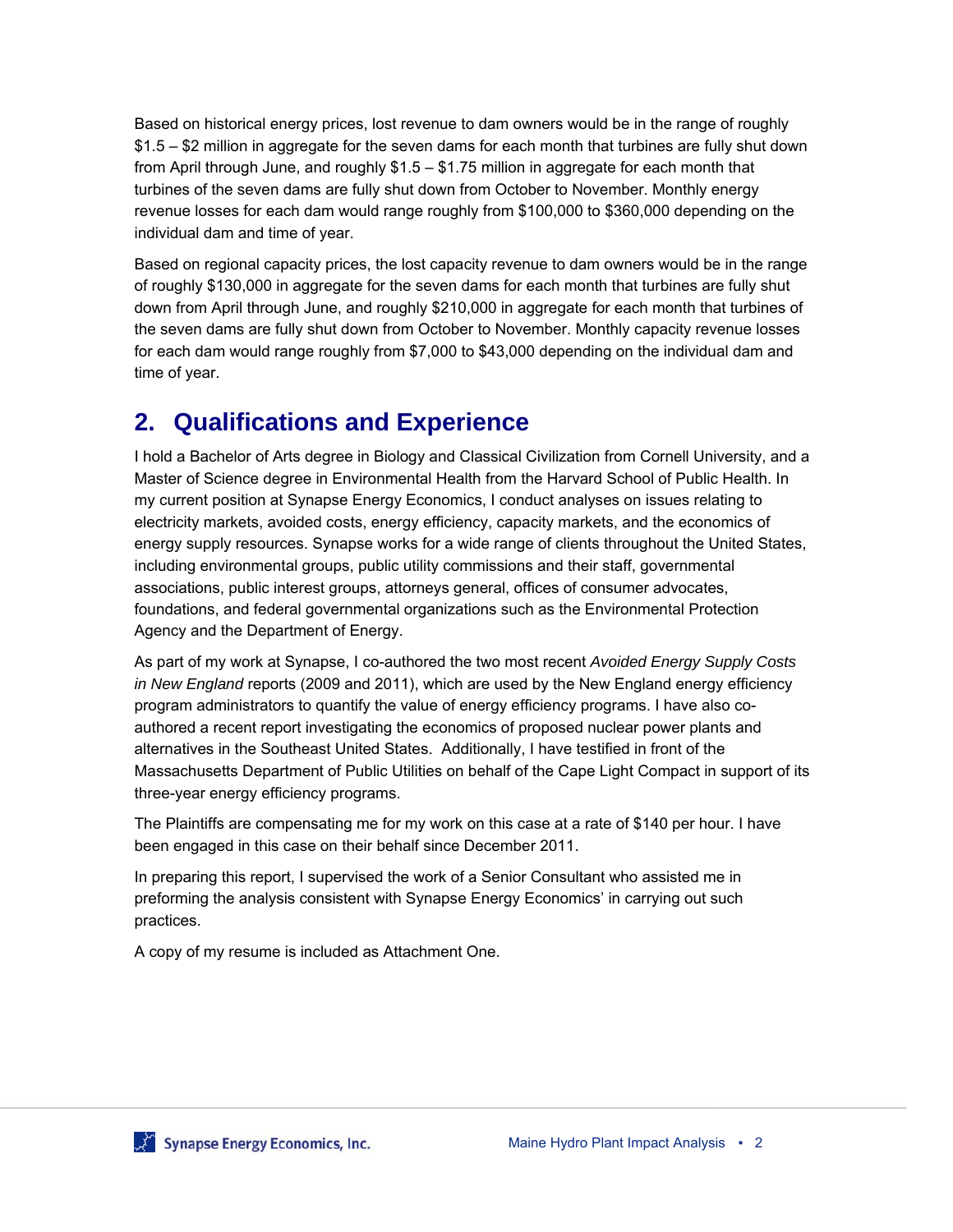Based on historical energy prices, lost revenue to dam owners would be in the range of roughly $1.5 – $2 million in aggregate for the seven dams for each month that turbines are fully shut down from April through June, and roughly $1.5 – $1.75 million in aggregate for each month that turbines of the seven dams are fully shut down from October to November. Monthly energy revenue losses for each dam would range roughly from $100,000 to $360,000 depending on the individual dam and time of year.

Based on regional capacity prices, the lost capacity revenue to dam owners would be in the range of roughly $130,000 in aggregate for the seven dams for each month that turbines are fully shut down from April through June, and roughly $210,000 in aggregate for each month that turbines of the seven dams are fully shut down from October to November. Monthly capacity revenue losses for each dam would range roughly from $7,000 to $43,000 depending on the individual dam and time of year.

## 2. Qualifications and Experience

I hold a Bachelor of Arts degree in Biology and Classical Civilization from Cornell University, and a Master of Science degree in Environmental Health from the Harvard School of Public Health. In my current position at Synapse Energy Economics, I conduct analyses on issues relating to electricity markets, avoided costs, energy efficiency, capacity markets, and the economics of energy supply resources. Synapse works for a wide range of clients throughout the United States, including environmental groups, public utility commissions and their staff, governmental associations, public interest groups, attorneys general, offices of consumer advocates, foundations, and federal governmental organizations such as the Environmental Protection Agency and the Department of Energy.

As part of my work at Synapse, I co-authored the two most recent *Avoided Energy Supply Costs in New England* reports (2009 and 2011), which are used by the New England energy efficiency program administrators to quantify the value of energy efficiency programs. I have also co-authored a recent report investigating the economics of proposed nuclear power plants and alternatives in the Southeast United States. Additionally, I have testified in front of the Massachusetts Department of Public Utilities on behalf of the Cape Light Compact in support of its three-year energy efficiency programs.

The Plaintiffs are compensating me for my work on this case at a rate of $140 per hour. I have been engaged in this case on their behalf since December 2011.

In preparing this report, I supervised the work of a Senior Consultant who assisted me in preforming the analysis consistent with Synapse Energy Economics' in carrying out such practices.

A copy of my resume is included as Attachment One.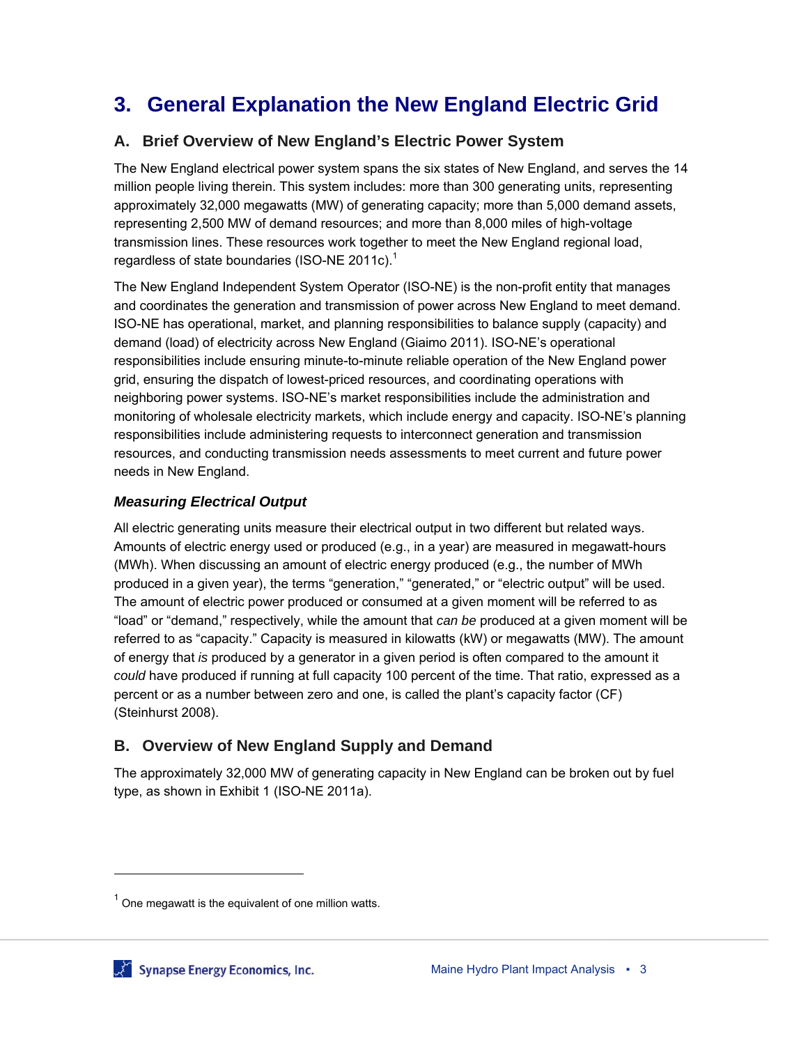# 3. General Explanation the New England Electric Grid

## A. Brief Overview of New England's Electric Power System

The New England electrical power system spans the six states of New England, and serves the 14 million people living therein. This system includes: more than 300 generating units, representing approximately 32,000 megawatts (MW) of generating capacity; more than 5,000 demand assets, representing 2,500 MW of demand resources; and more than 8,000 miles of high-voltage transmission lines. These resources work together to meet the New England regional load, regardless of state boundaries (ISO-NE 2011c).[1]

The New England Independent System Operator (ISO-NE) is the non-profit entity that manages and coordinates the generation and transmission of power across New England to meet demand. ISO-NE has operational, market, and planning responsibilities to balance supply (capacity) and demand (load) of electricity across New England (Giaimo 2011). ISO-NE's operational responsibilities include ensuring minute-to-minute reliable operation of the New England power grid, ensuring the dispatch of lowest-priced resources, and coordinating operations with neighboring power systems. ISO-NE's market responsibilities include the administration and monitoring of wholesale electricity markets, which include energy and capacity. ISO-NE's planning responsibilities include administering requests to interconnect generation and transmission resources, and conducting transmission needs assessments to meet current and future power needs in New England.

### *Measuring Electrical Output*

All electric generating units measure their electrical output in two different but related ways. Amounts of electric energy used or produced (e.g., in a year) are measured in megawatt-hours (MWh). When discussing an amount of electric energy produced (e.g., the number of MWh produced in a given year), the terms "generation," "generated," or "electric output" will be used. The amount of electric power produced or consumed at a given moment will be referred to as "load" or "demand," respectively, while the amount that *can be* produced at a given moment will be referred to as "capacity." Capacity is measured in kilowatts (kW) or megawatts (MW). The amount of energy that *is* produced by a generator in a given period is often compared to the amount it *could* have produced if running at full capacity 100 percent of the time. That ratio, expressed as a percent or as a number between zero and one, is called the plant's capacity factor (CF) (Steinhurst 2008).

## B. Overview of New England Supply and Demand

The approximately 32,000 MW of generating capacity in New England can be broken out by fuel type, as shown in Exhibit 1 (ISO-NE 2011a).

---

[1] One megawatt is the equivalent of one million watts.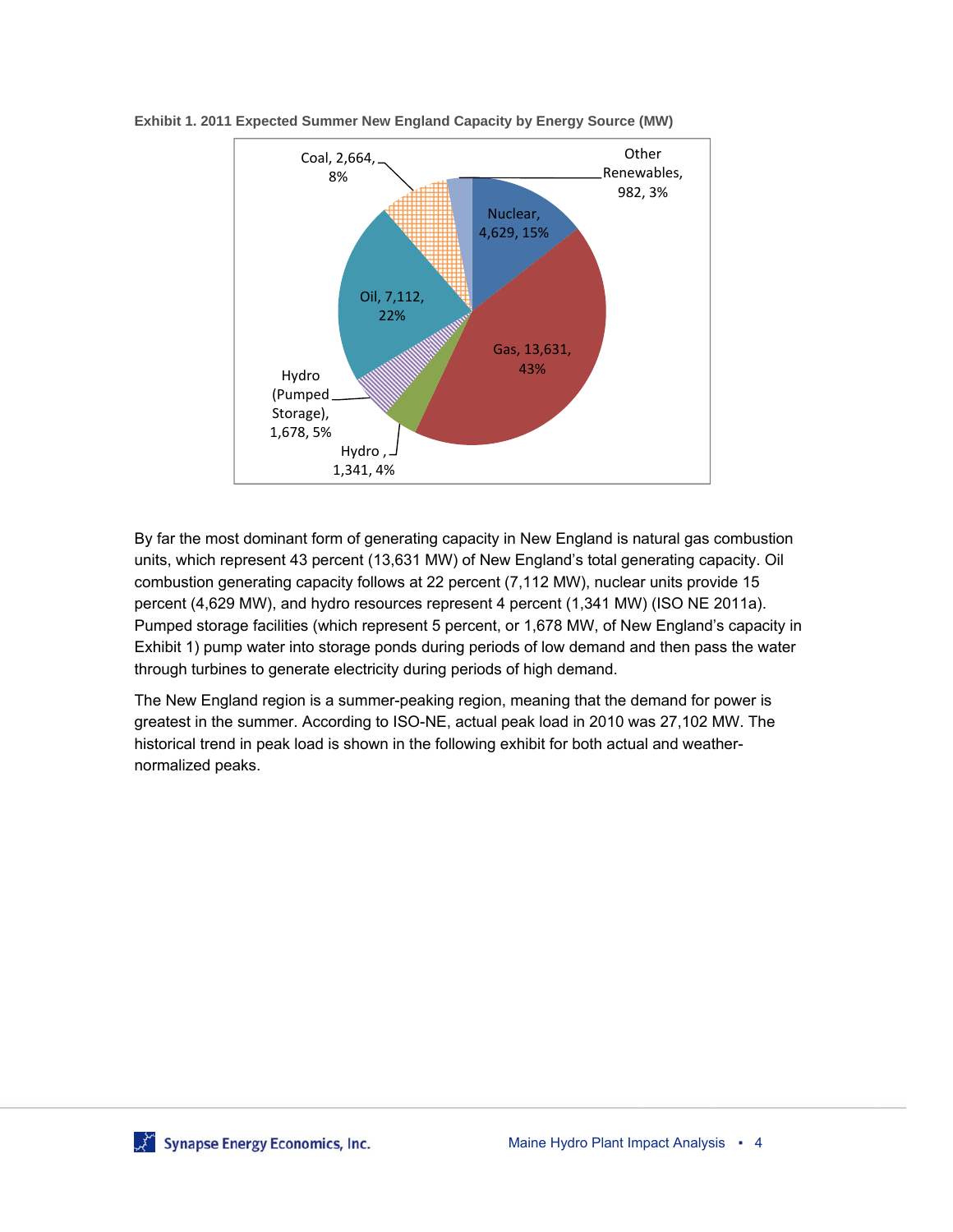**Exhibit 1. 2011 Expected Summer New England Capacity by Energy Source (MW)**

| Energy Source | Capacity (MW) | Percent |
|---|---|---|
| Nuclear | 4,629 | 15% |
| Gas | 13,631 | 43% |
| Hydro | 1,341 | 4% |
| Hydro (Pumped Storage) | 1,678 | 5% |
| Oil | 7,112 | 22% |
| Coal | 2,664 | 8% |
| Other Renewables | 982 | 3% |

By far the most dominant form of generating capacity in New England is natural gas combustion units, which represent 43 percent (13,631 MW) of New England's total generating capacity. Oil combustion generating capacity follows at 22 percent (7,112 MW), nuclear units provide 15 percent (4,629 MW), and hydro resources represent 4 percent (1,341 MW) (ISO NE 2011a). Pumped storage facilities (which represent 5 percent, or 1,678 MW, of New England's capacity in Exhibit 1) pump water into storage ponds during periods of low demand and then pass the water through turbines to generate electricity during periods of high demand.

The New England region is a summer-peaking region, meaning that the demand for power is greatest in the summer. According to ISO-NE, actual peak load in 2010 was 27,102 MW. The historical trend in peak load is shown in the following exhibit for both actual and weather-normalized peaks.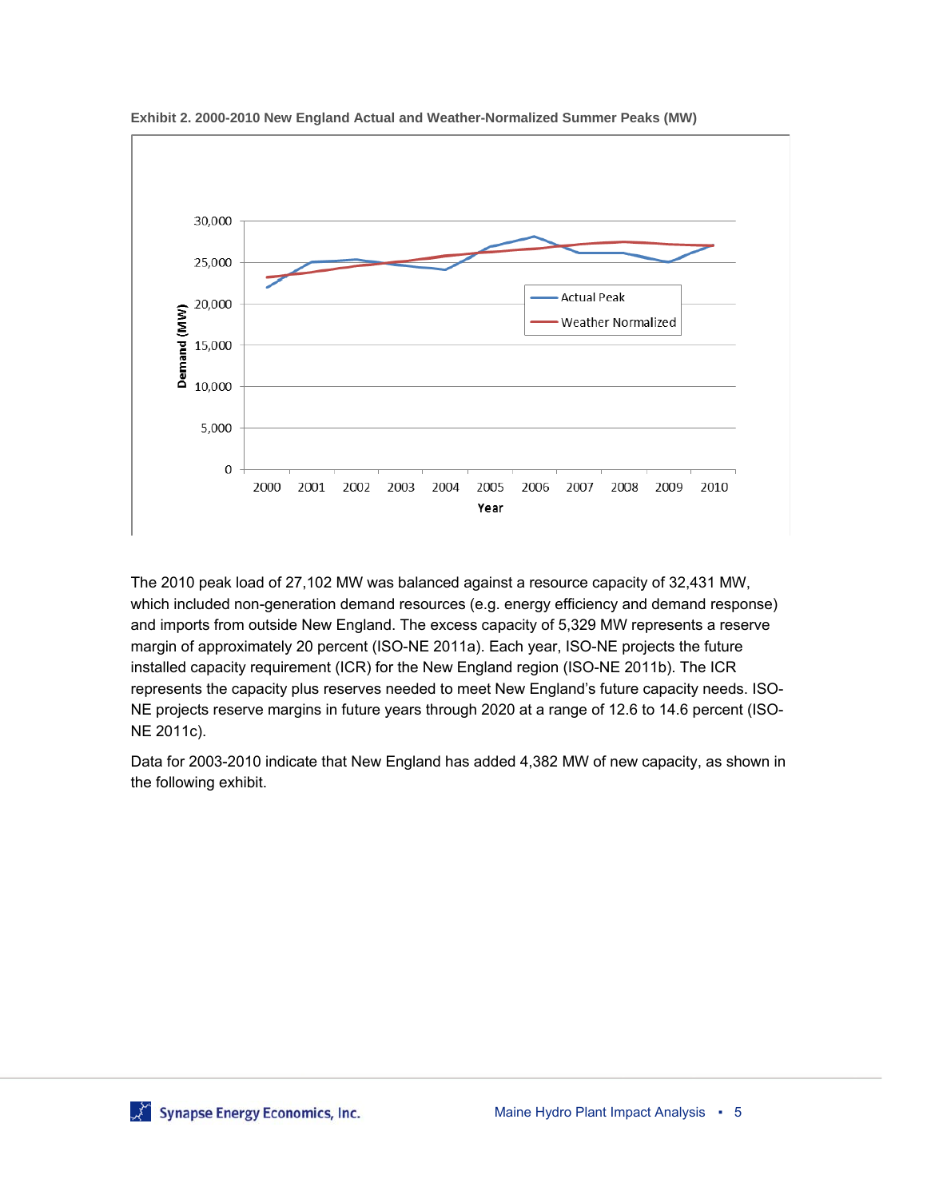**Exhibit 2. 2000-2010 New England Actual and Weather-Normalized Summer Peaks (MW)**

The 2010 peak load of 27,102 MW was balanced against a resource capacity of 32,431 MW, which included non-generation demand resources (e.g. energy efficiency and demand response) and imports from outside New England. The excess capacity of 5,329 MW represents a reserve margin of approximately 20 percent (ISO-NE 2011a). Each year, ISO-NE projects the future installed capacity requirement (ICR) for the New England region (ISO-NE 2011b). The ICR represents the capacity plus reserves needed to meet New England's future capacity needs. ISO-NE projects reserve margins in future years through 2020 at a range of 12.6 to 14.6 percent (ISO-NE 2011c).

Data for 2003-2010 indicate that New England has added 4,382 MW of new capacity, as shown in the following exhibit.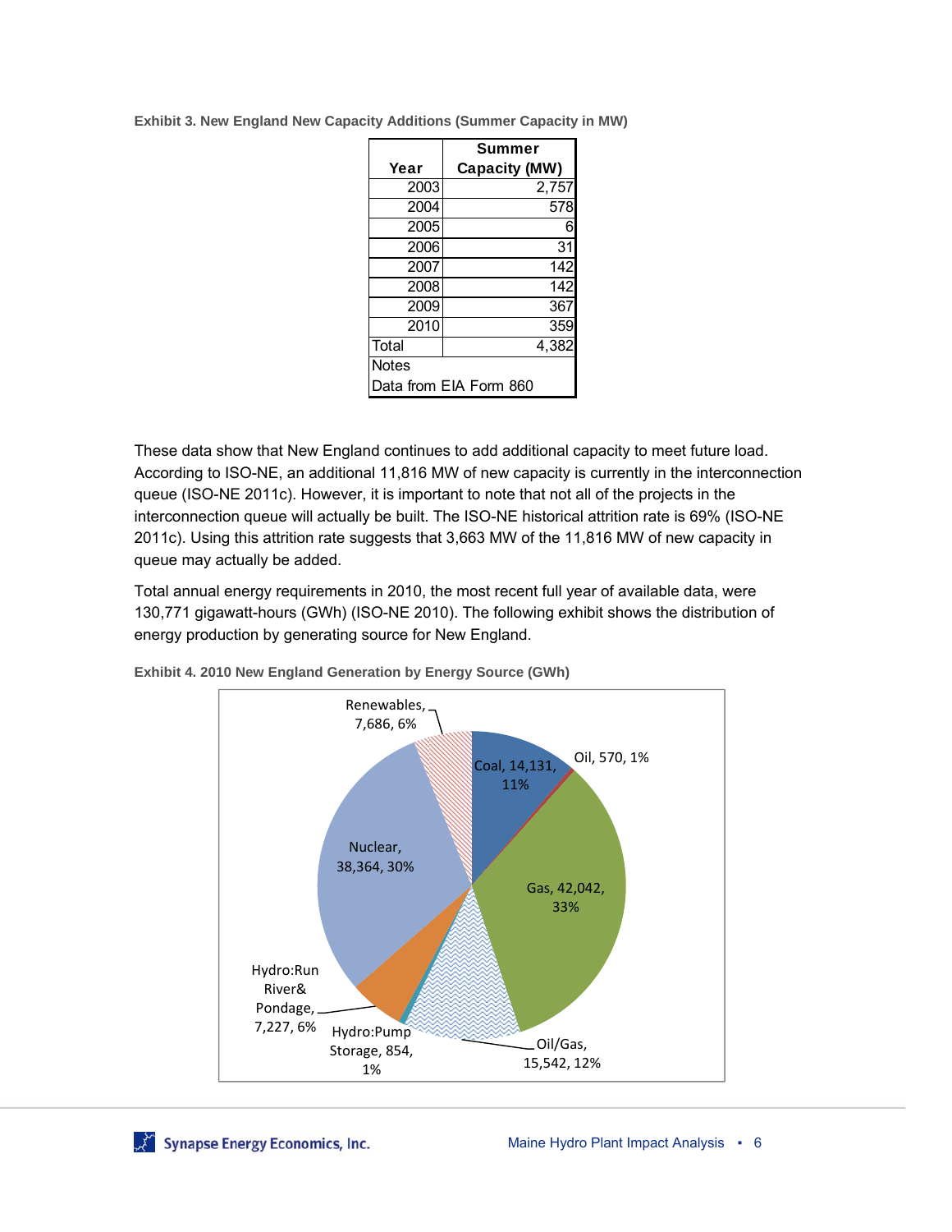**Exhibit 3. New England New Capacity Additions (Summer Capacity in MW)**

| Year | Summer Capacity (MW) |
|---|---|
| 2003 | 2,757 |
| 2004 | 578 |
| 2005 | 6 |
| 2006 | 31 |
| 2007 | 142 |
| 2008 | 142 |
| 2009 | 367 |
| 2010 | 359 |
| Total | 4,382 |
| Notes | |
| Data from EIA Form 860 | |

These data show that New England continues to add additional capacity to meet future load. According to ISO-NE, an additional 11,816 MW of new capacity is currently in the interconnection queue (ISO-NE 2011c). However, it is important to note that not all of the projects in the interconnection queue will actually be built. The ISO-NE historical attrition rate is 69% (ISO-NE 2011c). Using this attrition rate suggests that 3,663 MW of the 11,816 MW of new capacity in queue may actually be added.

Total annual energy requirements in 2010, the most recent full year of available data, were 130,771 gigawatt-hours (GWh) (ISO-NE 2010). The following exhibit shows the distribution of energy production by generating source for New England.

**Exhibit 4. 2010 New England Generation by Energy Source (GWh)**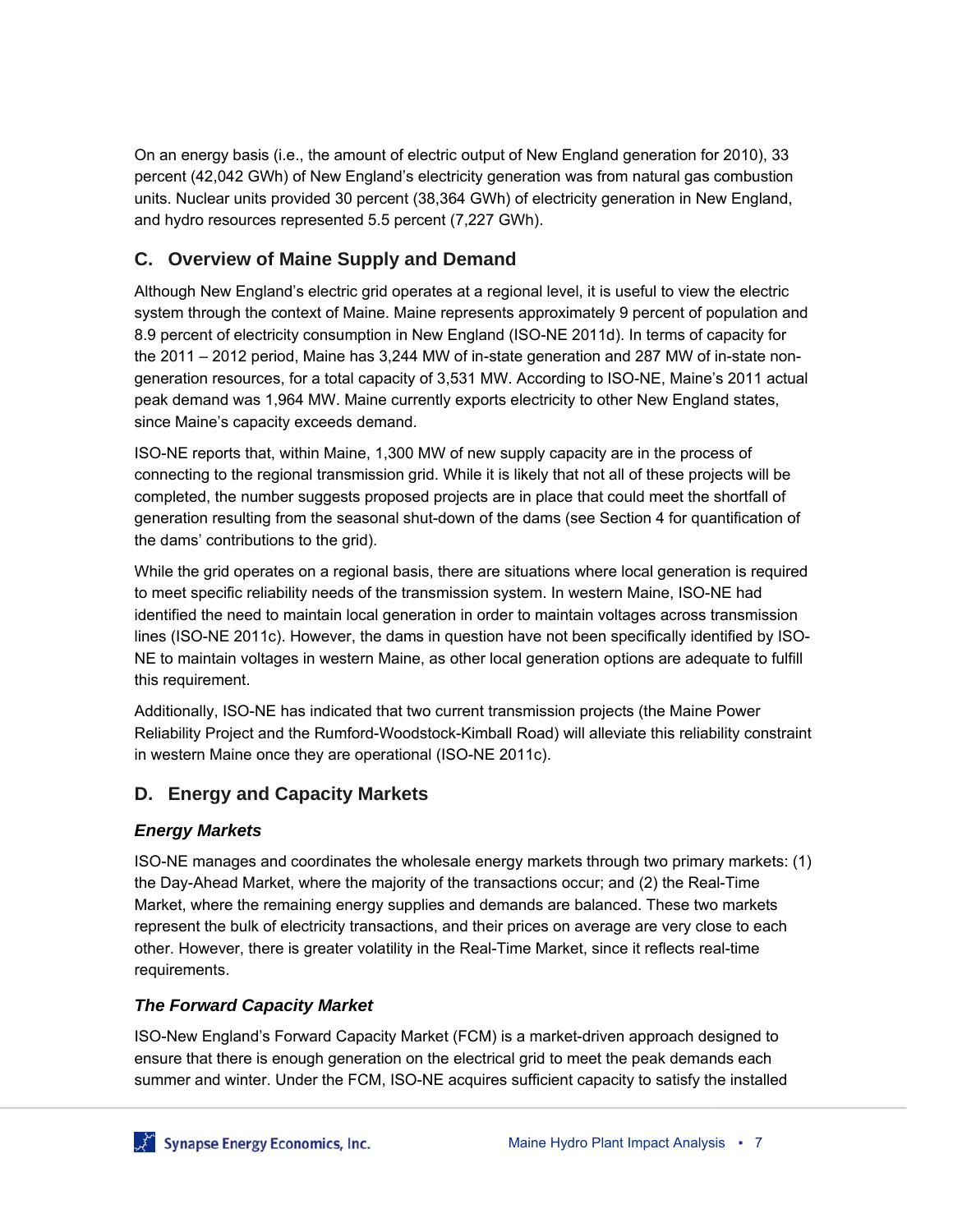On an energy basis (i.e., the amount of electric output of New England generation for 2010), 33 percent (42,042 GWh) of New England's electricity generation was from natural gas combustion units. Nuclear units provided 30 percent (38,364 GWh) of electricity generation in New England, and hydro resources represented 5.5 percent (7,227 GWh).

## C. Overview of Maine Supply and Demand

Although New England's electric grid operates at a regional level, it is useful to view the electric system through the context of Maine. Maine represents approximately 9 percent of population and 8.9 percent of electricity consumption in New England (ISO-NE 2011d). In terms of capacity for the 2011 – 2012 period, Maine has 3,244 MW of in-state generation and 287 MW of in-state non-generation resources, for a total capacity of 3,531 MW. According to ISO-NE, Maine's 2011 actual peak demand was 1,964 MW. Maine currently exports electricity to other New England states, since Maine's capacity exceeds demand.

ISO-NE reports that, within Maine, 1,300 MW of new supply capacity are in the process of connecting to the regional transmission grid. While it is likely that not all of these projects will be completed, the number suggests proposed projects are in place that could meet the shortfall of generation resulting from the seasonal shut-down of the dams (see Section 4 for quantification of the dams' contributions to the grid).

While the grid operates on a regional basis, there are situations where local generation is required to meet specific reliability needs of the transmission system. In western Maine, ISO-NE had identified the need to maintain local generation in order to maintain voltages across transmission lines (ISO-NE 2011c). However, the dams in question have not been specifically identified by ISO-NE to maintain voltages in western Maine, as other local generation options are adequate to fulfill this requirement.

Additionally, ISO-NE has indicated that two current transmission projects (the Maine Power Reliability Project and the Rumford-Woodstock-Kimball Road) will alleviate this reliability constraint in western Maine once they are operational (ISO-NE 2011c).

## D. Energy and Capacity Markets

### *Energy Markets*

ISO-NE manages and coordinates the wholesale energy markets through two primary markets: (1) the Day-Ahead Market, where the majority of the transactions occur; and (2) the Real-Time Market, where the remaining energy supplies and demands are balanced. These two markets represent the bulk of electricity transactions, and their prices on average are very close to each other. However, there is greater volatility in the Real-Time Market, since it reflects real-time requirements.

### *The Forward Capacity Market*

ISO-New England's Forward Capacity Market (FCM) is a market-driven approach designed to ensure that there is enough generation on the electrical grid to meet the peak demands each summer and winter. Under the FCM, ISO-NE acquires sufficient capacity to satisfy the installed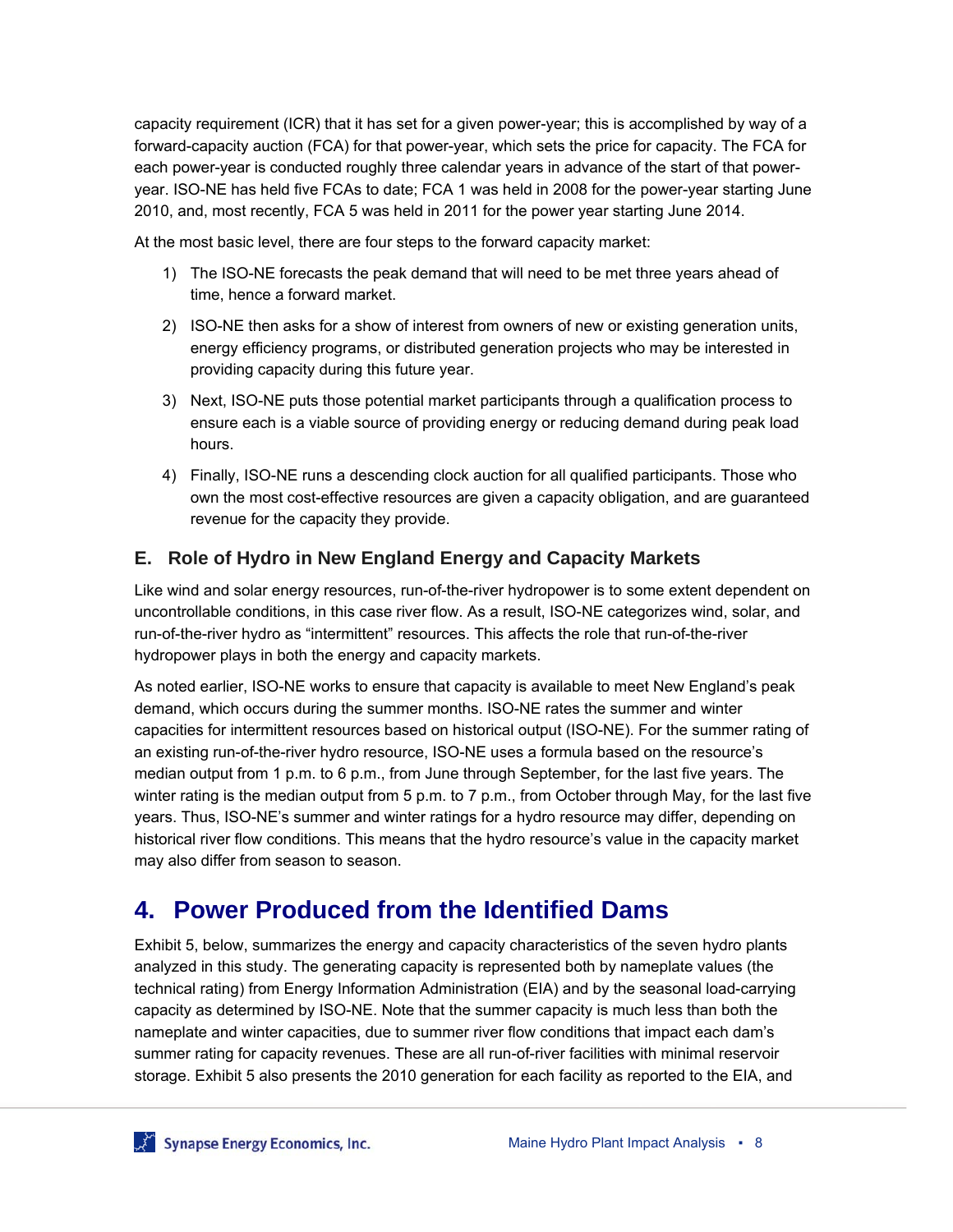capacity requirement (ICR) that it has set for a given power-year; this is accomplished by way of a forward-capacity auction (FCA) for that power-year, which sets the price for capacity. The FCA for each power-year is conducted roughly three calendar years in advance of the start of that power-year. ISO-NE has held five FCAs to date; FCA 1 was held in 2008 for the power-year starting June 2010, and, most recently, FCA 5 was held in 2011 for the power year starting June 2014.

At the most basic level, there are four steps to the forward capacity market:

1) The ISO-NE forecasts the peak demand that will need to be met three years ahead of time, hence a forward market.
2) ISO-NE then asks for a show of interest from owners of new or existing generation units, energy efficiency programs, or distributed generation projects who may be interested in providing capacity during this future year.
3) Next, ISO-NE puts those potential market participants through a qualification process to ensure each is a viable source of providing energy or reducing demand during peak load hours.
4) Finally, ISO-NE runs a descending clock auction for all qualified participants. Those who own the most cost-effective resources are given a capacity obligation, and are guaranteed revenue for the capacity they provide.

### E. Role of Hydro in New England Energy and Capacity Markets

Like wind and solar energy resources, run-of-the-river hydropower is to some extent dependent on uncontrollable conditions, in this case river flow. As a result, ISO-NE categorizes wind, solar, and run-of-the-river hydro as “intermittent” resources. This affects the role that run-of-the-river hydropower plays in both the energy and capacity markets.

As noted earlier, ISO-NE works to ensure that capacity is available to meet New England’s peak demand, which occurs during the summer months. ISO-NE rates the summer and winter capacities for intermittent resources based on historical output (ISO-NE). For the summer rating of an existing run-of-the-river hydro resource, ISO-NE uses a formula based on the resource’s median output from 1 p.m. to 6 p.m., from June through September, for the last five years. The winter rating is the median output from 5 p.m. to 7 p.m., from October through May, for the last five years. Thus, ISO-NE’s summer and winter ratings for a hydro resource may differ, depending on historical river flow conditions. This means that the hydro resource’s value in the capacity market may also differ from season to season.

## 4. Power Produced from the Identified Dams

Exhibit 5, below, summarizes the energy and capacity characteristics of the seven hydro plants analyzed in this study. The generating capacity is represented both by nameplate values (the technical rating) from Energy Information Administration (EIA) and by the seasonal load-carrying capacity as determined by ISO-NE. Note that the summer capacity is much less than both the nameplate and winter capacities, due to summer river flow conditions that impact each dam’s summer rating for capacity revenues. These are all run-of-river facilities with minimal reservoir storage. Exhibit 5 also presents the 2010 generation for each facility as reported to the EIA, and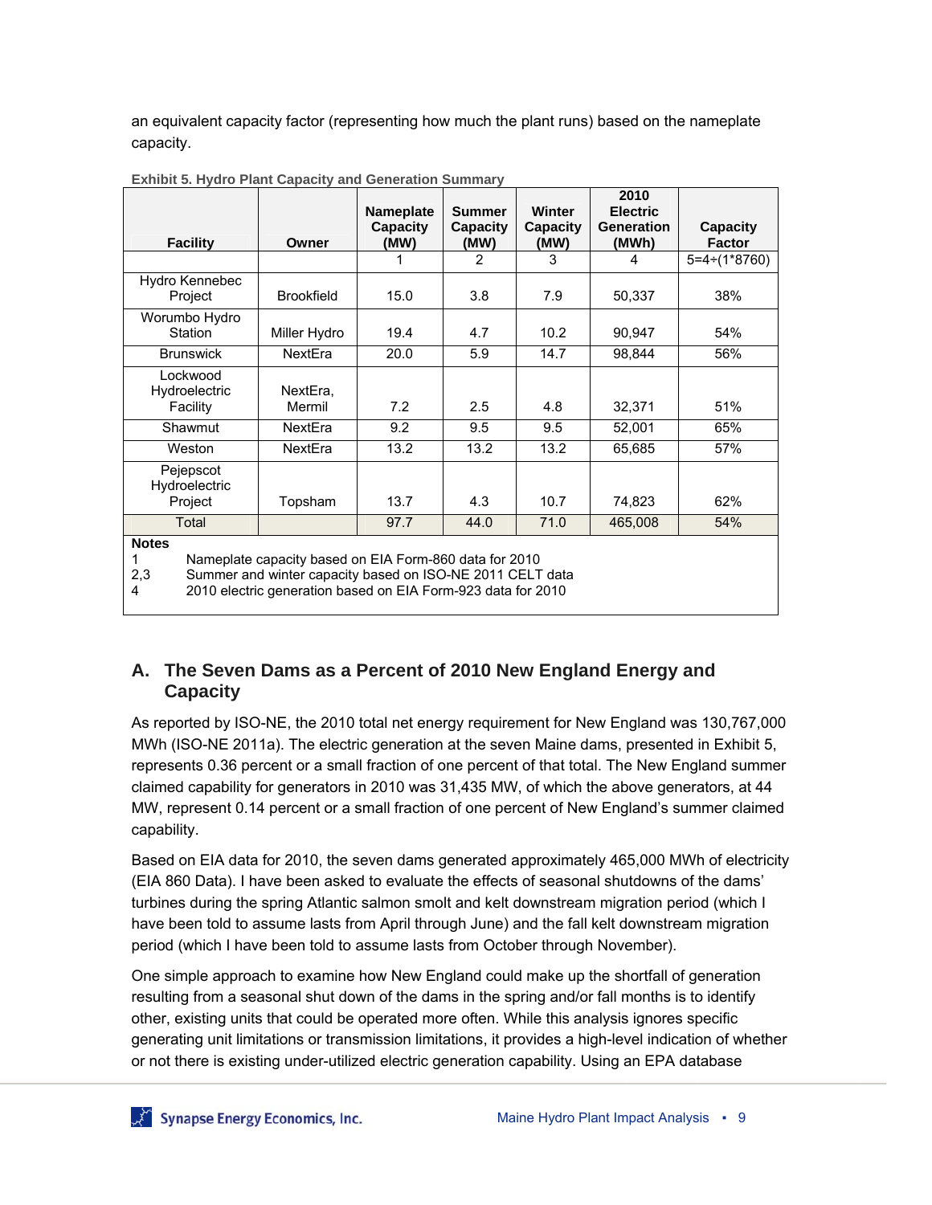an equivalent capacity factor (representing how much the plant runs) based on the nameplate capacity.

**Exhibit 5. Hydro Plant Capacity and Generation Summary**

| Facility | Owner | Nameplate Capacity (MW) | Summer Capacity (MW) | Winter Capacity (MW) | 2010 Electric Generation (MWh) | Capacity Factor |
|---|---|---|---|---|---|---|
| | | 1 | 2 | 3 | 4 | 5=4÷(1*8760) |
| Hydro Kennebec Project | Brookfield | 15.0 | 3.8 | 7.9 | 50,337 | 38% |
| Worumbo Hydro Station | Miller Hydro | 19.4 | 4.7 | 10.2 | 90,947 | 54% |
| Brunswick | NextEra | 20.0 | 5.9 | 14.7 | 98,844 | 56% |
| Lockwood Hydroelectric Facility | NextEra, Mermil | 7.2 | 2.5 | 4.8 | 32,371 | 51% |
| Shawmut | NextEra | 9.2 | 9.5 | 9.5 | 52,001 | 65% |
| Weston | NextEra | 13.2 | 13.2 | 13.2 | 65,685 | 57% |
| Pejepscot Hydroelectric Project | Topsham | 13.7 | 4.3 | 10.7 | 74,823 | 62% |
| Total | | 97.7 | 44.0 | 71.0 | 465,008 | 54% |

**Notes**
1 Nameplate capacity based on EIA Form-860 data for 2010
2,3 Summer and winter capacity based on ISO-NE 2011 CELT data
4 2010 electric generation based on EIA Form-923 data for 2010

## A. The Seven Dams as a Percent of 2010 New England Energy and Capacity

As reported by ISO-NE, the 2010 total net energy requirement for New England was 130,767,000 MWh (ISO-NE 2011a). The electric generation at the seven Maine dams, presented in Exhibit 5, represents 0.36 percent or a small fraction of one percent of that total. The New England summer claimed capability for generators in 2010 was 31,435 MW, of which the above generators, at 44 MW, represent 0.14 percent or a small fraction of one percent of New England's summer claimed capability.

Based on EIA data for 2010, the seven dams generated approximately 465,000 MWh of electricity (EIA 860 Data). I have been asked to evaluate the effects of seasonal shutdowns of the dams' turbines during the spring Atlantic salmon smolt and kelt downstream migration period (which I have been told to assume lasts from April through June) and the fall kelt downstream migration period (which I have been told to assume lasts from October through November).

One simple approach to examine how New England could make up the shortfall of generation resulting from a seasonal shut down of the dams in the spring and/or fall months is to identify other, existing units that could be operated more often. While this analysis ignores specific generating unit limitations or transmission limitations, it provides a high-level indication of whether or not there is existing under-utilized electric generation capability. Using an EPA database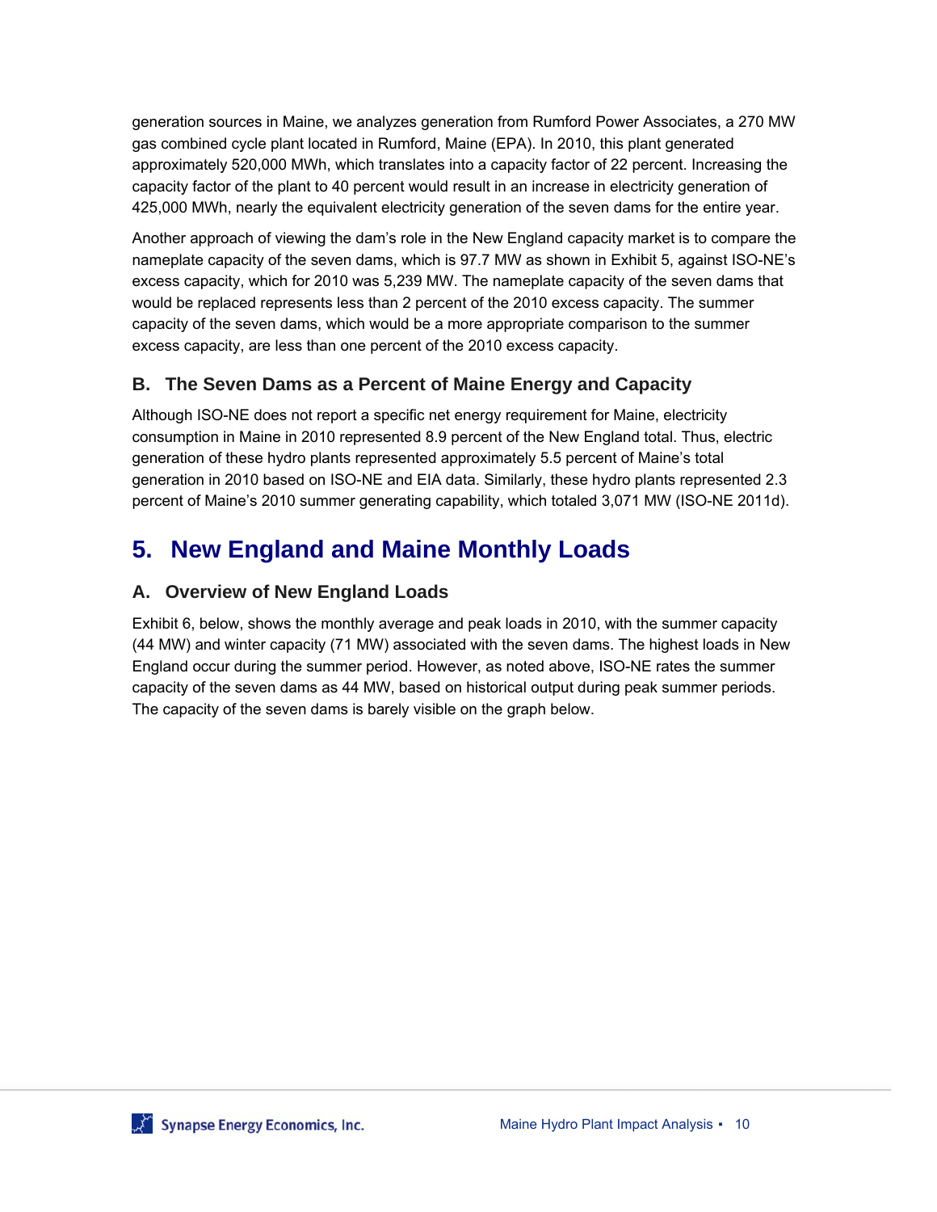generation sources in Maine, we analyzes generation from Rumford Power Associates, a 270 MW gas combined cycle plant located in Rumford, Maine (EPA). In 2010, this plant generated approximately 520,000 MWh, which translates into a capacity factor of 22 percent. Increasing the capacity factor of the plant to 40 percent would result in an increase in electricity generation of 425,000 MWh, nearly the equivalent electricity generation of the seven dams for the entire year.

Another approach of viewing the dam's role in the New England capacity market is to compare the nameplate capacity of the seven dams, which is 97.7 MW as shown in Exhibit 5, against ISO-NE's excess capacity, which for 2010 was 5,239 MW. The nameplate capacity of the seven dams that would be replaced represents less than 2 percent of the 2010 excess capacity. The summer capacity of the seven dams, which would be a more appropriate comparison to the summer excess capacity, are less than one percent of the 2010 excess capacity.

### B. The Seven Dams as a Percent of Maine Energy and Capacity

Although ISO-NE does not report a specific net energy requirement for Maine, electricity consumption in Maine in 2010 represented 8.9 percent of the New England total. Thus, electric generation of these hydro plants represented approximately 5.5 percent of Maine's total generation in 2010 based on ISO-NE and EIA data. Similarly, these hydro plants represented 2.3 percent of Maine's 2010 summer generating capability, which totaled 3,071 MW (ISO-NE 2011d).

## 5. New England and Maine Monthly Loads

### A. Overview of New England Loads

Exhibit 6, below, shows the monthly average and peak loads in 2010, with the summer capacity (44 MW) and winter capacity (71 MW) associated with the seven dams. The highest loads in New England occur during the summer period. However, as noted above, ISO-NE rates the summer capacity of the seven dams as 44 MW, based on historical output during peak summer periods. The capacity of the seven dams is barely visible on the graph below.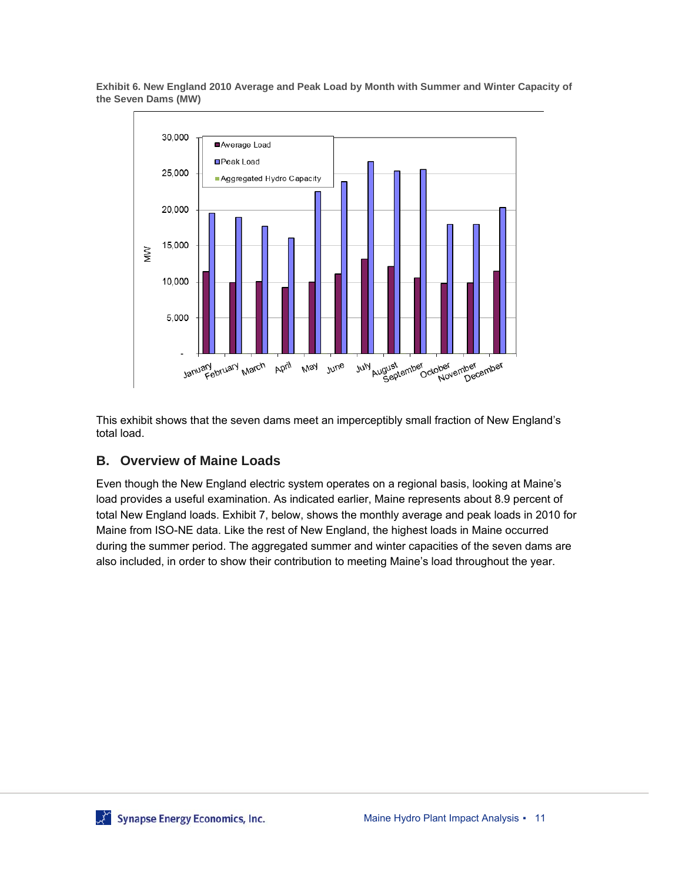**Exhibit 6. New England 2010 Average and Peak Load by Month with Summer and Winter Capacity of the Seven Dams (MW)**

This exhibit shows that the seven dams meet an imperceptibly small fraction of New England's total load.

## B. Overview of Maine Loads

Even though the New England electric system operates on a regional basis, looking at Maine's load provides a useful examination. As indicated earlier, Maine represents about 8.9 percent of total New England loads. Exhibit 7, below, shows the monthly average and peak loads in 2010 for Maine from ISO-NE data. Like the rest of New England, the highest loads in Maine occurred during the summer period. The aggregated summer and winter capacities of the seven dams are also included, in order to show their contribution to meeting Maine's load throughout the year.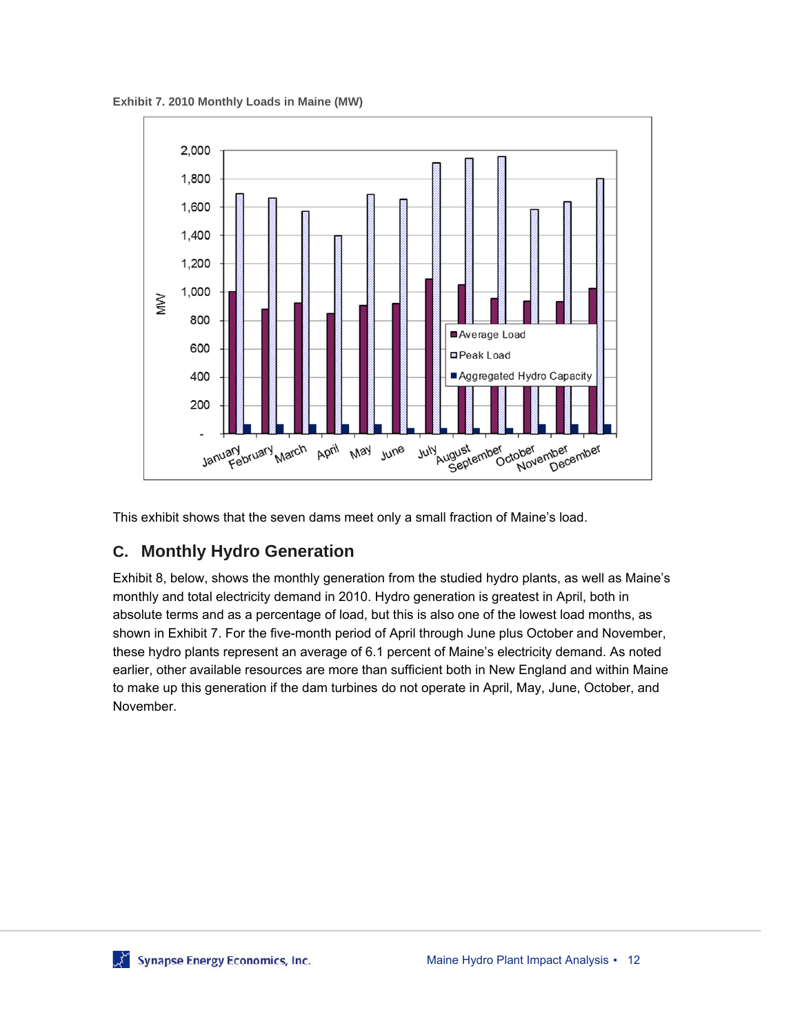**Exhibit 7. 2010 Monthly Loads in Maine (MW)**

This exhibit shows that the seven dams meet only a small fraction of Maine's load.

## C. Monthly Hydro Generation

Exhibit 8, below, shows the monthly generation from the studied hydro plants, as well as Maine's monthly and total electricity demand in 2010. Hydro generation is greatest in April, both in absolute terms and as a percentage of load, but this is also one of the lowest load months, as shown in Exhibit 7. For the five-month period of April through June plus October and November, these hydro plants represent an average of 6.1 percent of Maine's electricity demand. As noted earlier, other available resources are more than sufficient both in New England and within Maine to make up this generation if the dam turbines do not operate in April, May, June, October, and November.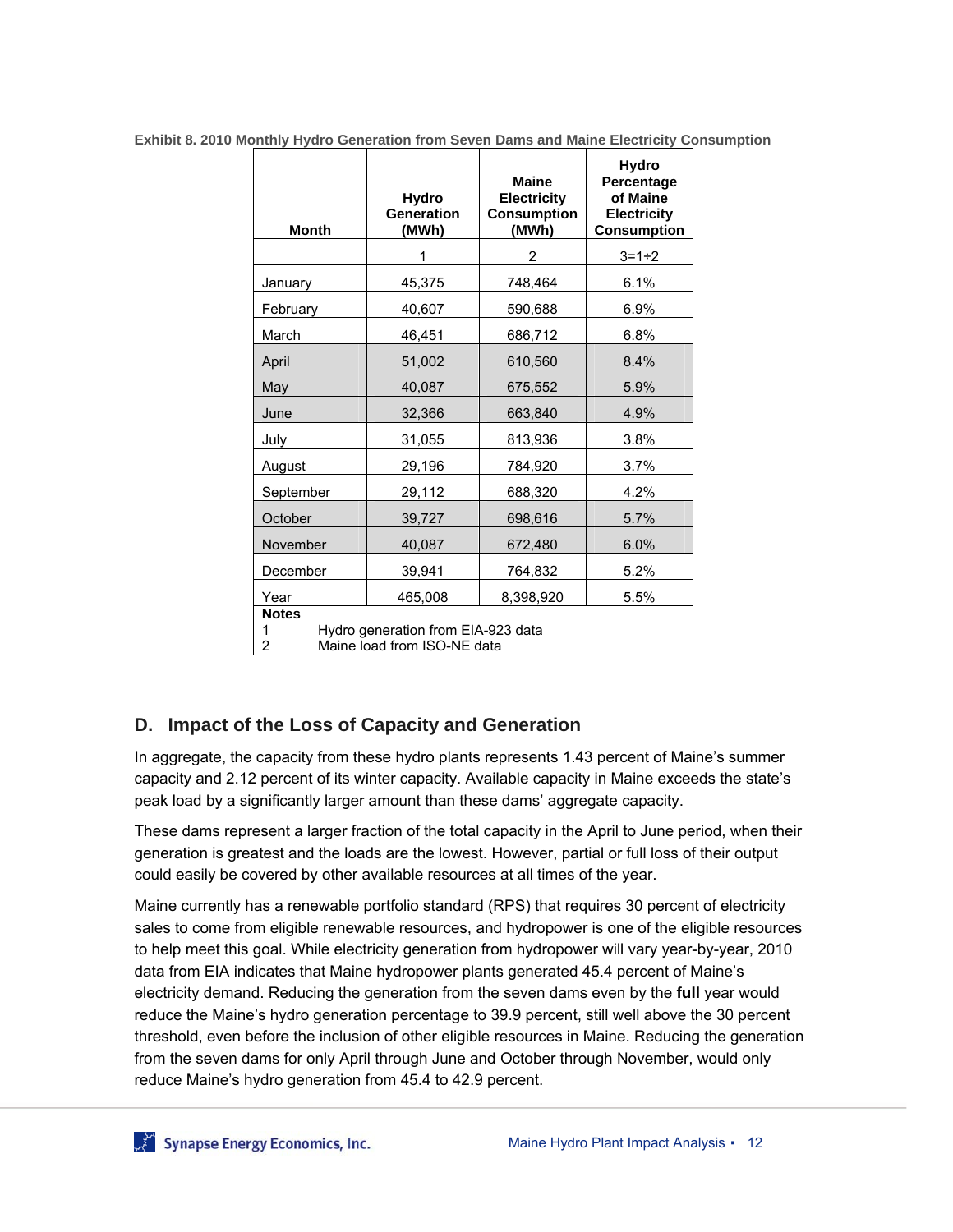**Exhibit 8. 2010 Monthly Hydro Generation from Seven Dams and Maine Electricity Consumption**

| Month | Hydro Generation (MWh) | Maine Electricity Consumption (MWh) | Hydro Percentage of Maine Electricity Consumption |
|---|---|---|---|
| | 1 | 2 | 3=1÷2 |
| January | 45,375 | 748,464 | 6.1% |
| February | 40,607 | 590,688 | 6.9% |
| March | 46,451 | 686,712 | 6.8% |
| April | 51,002 | 610,560 | 8.4% |
| May | 40,087 | 675,552 | 5.9% |
| June | 32,366 | 663,840 | 4.9% |
| July | 31,055 | 813,936 | 3.8% |
| August | 29,196 | 784,920 | 3.7% |
| September | 29,112 | 688,320 | 4.2% |
| October | 39,727 | 698,616 | 5.7% |
| November | 40,087 | 672,480 | 6.0% |
| December | 39,941 | 764,832 | 5.2% |
| Year | 465,008 | 8,398,920 | 5.5% |

**Notes**
1 Hydro generation from EIA-923 data
2 Maine load from ISO-NE data

## D. Impact of the Loss of Capacity and Generation

In aggregate, the capacity from these hydro plants represents 1.43 percent of Maine's summer capacity and 2.12 percent of its winter capacity. Available capacity in Maine exceeds the state's peak load by a significantly larger amount than these dams' aggregate capacity.

These dams represent a larger fraction of the total capacity in the April to June period, when their generation is greatest and the loads are the lowest. However, partial or full loss of their output could easily be covered by other available resources at all times of the year.

Maine currently has a renewable portfolio standard (RPS) that requires 30 percent of electricity sales to come from eligible renewable resources, and hydropower is one of the eligible resources to help meet this goal. While electricity generation from hydropower will vary year-by-year, 2010 data from EIA indicates that Maine hydropower plants generated 45.4 percent of Maine's electricity demand. Reducing the generation from the seven dams even by the **full** year would reduce the Maine's hydro generation percentage to 39.9 percent, still well above the 30 percent threshold, even before the inclusion of other eligible resources in Maine. Reducing the generation from the seven dams for only April through June and October through November, would only reduce Maine's hydro generation from 45.4 to 42.9 percent.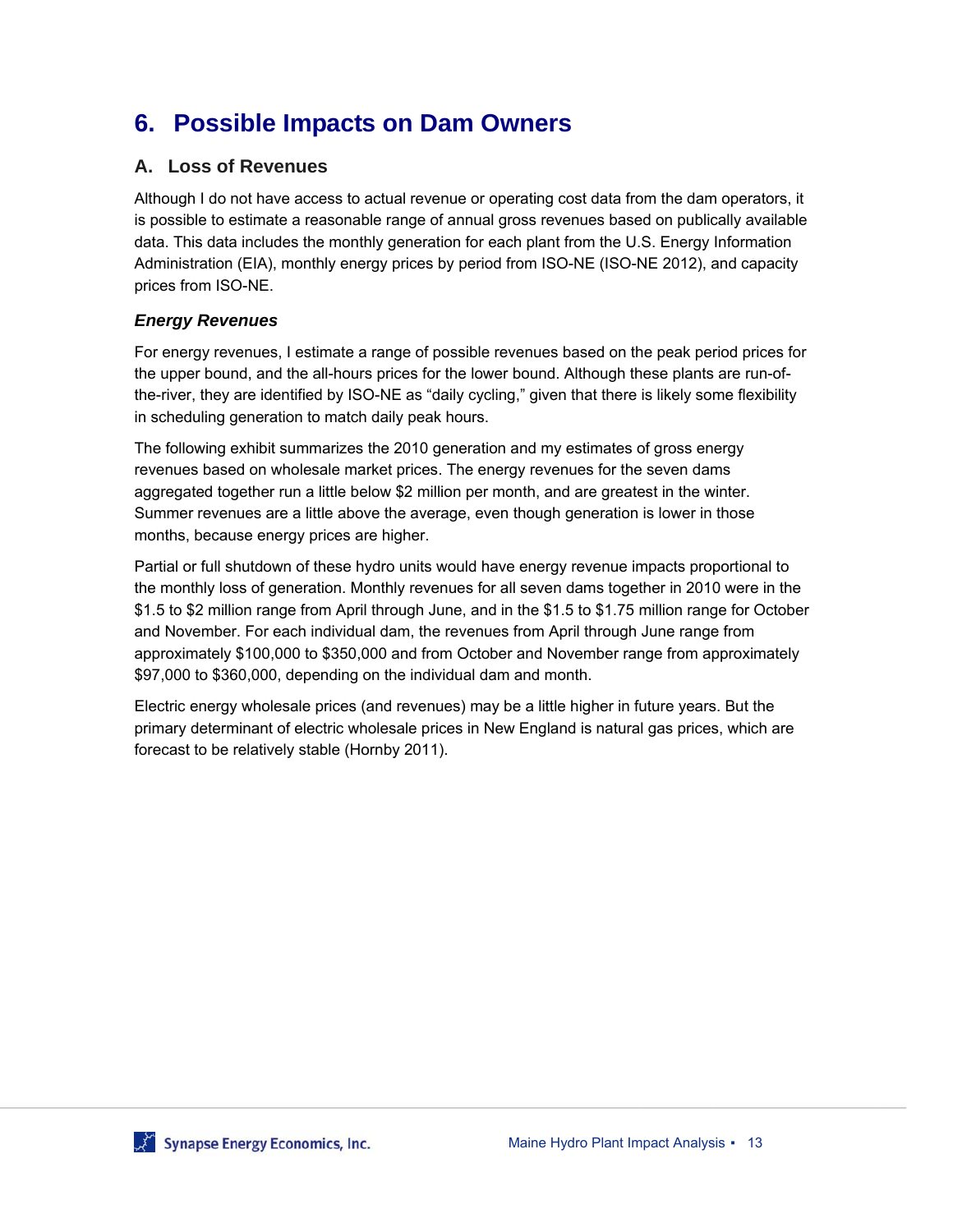# 6. Possible Impacts on Dam Owners

## A. Loss of Revenues

Although I do not have access to actual revenue or operating cost data from the dam operators, it is possible to estimate a reasonable range of annual gross revenues based on publically available data. This data includes the monthly generation for each plant from the U.S. Energy Information Administration (EIA), monthly energy prices by period from ISO-NE (ISO-NE 2012), and capacity prices from ISO-NE.

### *Energy Revenues*

For energy revenues, I estimate a range of possible revenues based on the peak period prices for the upper bound, and the all-hours prices for the lower bound. Although these plants are run-of-the-river, they are identified by ISO-NE as "daily cycling," given that there is likely some flexibility in scheduling generation to match daily peak hours.

The following exhibit summarizes the 2010 generation and my estimates of gross energy revenues based on wholesale market prices. The energy revenues for the seven dams aggregated together run a little below $2 million per month, and are greatest in the winter. Summer revenues are a little above the average, even though generation is lower in those months, because energy prices are higher.

Partial or full shutdown of these hydro units would have energy revenue impacts proportional to the monthly loss of generation. Monthly revenues for all seven dams together in 2010 were in the $1.5 to $2 million range from April through June, and in the $1.5 to $1.75 million range for October and November. For each individual dam, the revenues from April through June range from approximately $100,000 to $350,000 and from October and November range from approximately $97,000 to $360,000, depending on the individual dam and month.

Electric energy wholesale prices (and revenues) may be a little higher in future years. But the primary determinant of electric wholesale prices in New England is natural gas prices, which are forecast to be relatively stable (Hornby 2011).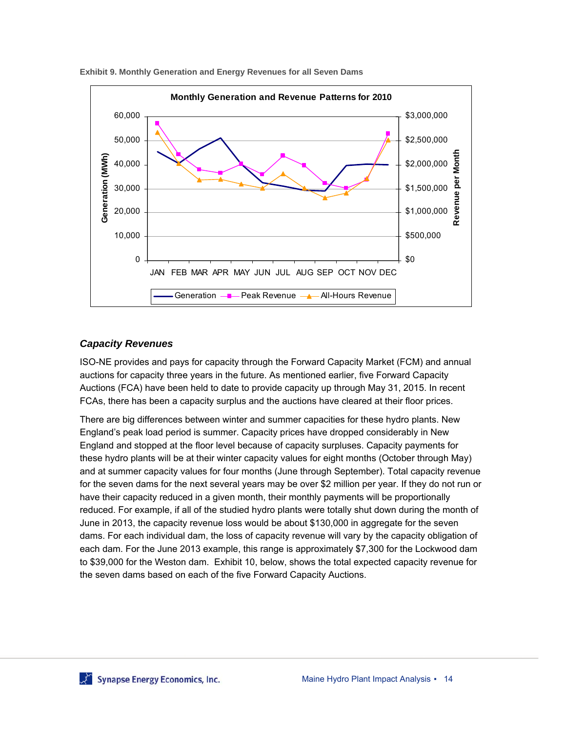**Exhibit 9. Monthly Generation and Energy Revenues for all Seven Dams**

### *Capacity Revenues*

ISO-NE provides and pays for capacity through the Forward Capacity Market (FCM) and annual auctions for capacity three years in the future. As mentioned earlier, five Forward Capacity Auctions (FCA) have been held to date to provide capacity up through May 31, 2015. In recent FCAs, there has been a capacity surplus and the auctions have cleared at their floor prices.

There are big differences between winter and summer capacities for these hydro plants. New England's peak load period is summer. Capacity prices have dropped considerably in New England and stopped at the floor level because of capacity surpluses. Capacity payments for these hydro plants will be at their winter capacity values for eight months (October through May) and at summer capacity values for four months (June through September). Total capacity revenue for the seven dams for the next several years may be over $2 million per year. If they do not run or have their capacity reduced in a given month, their monthly payments will be proportionally reduced. For example, if all of the studied hydro plants were totally shut down during the month of June in 2013, the capacity revenue loss would be about $130,000 in aggregate for the seven dams. For each individual dam, the loss of capacity revenue will vary by the capacity obligation of each dam. For the June 2013 example, this range is approximately $7,300 for the Lockwood dam to $39,000 for the Weston dam. Exhibit 10, below, shows the total expected capacity revenue for the seven dams based on each of the five Forward Capacity Auctions.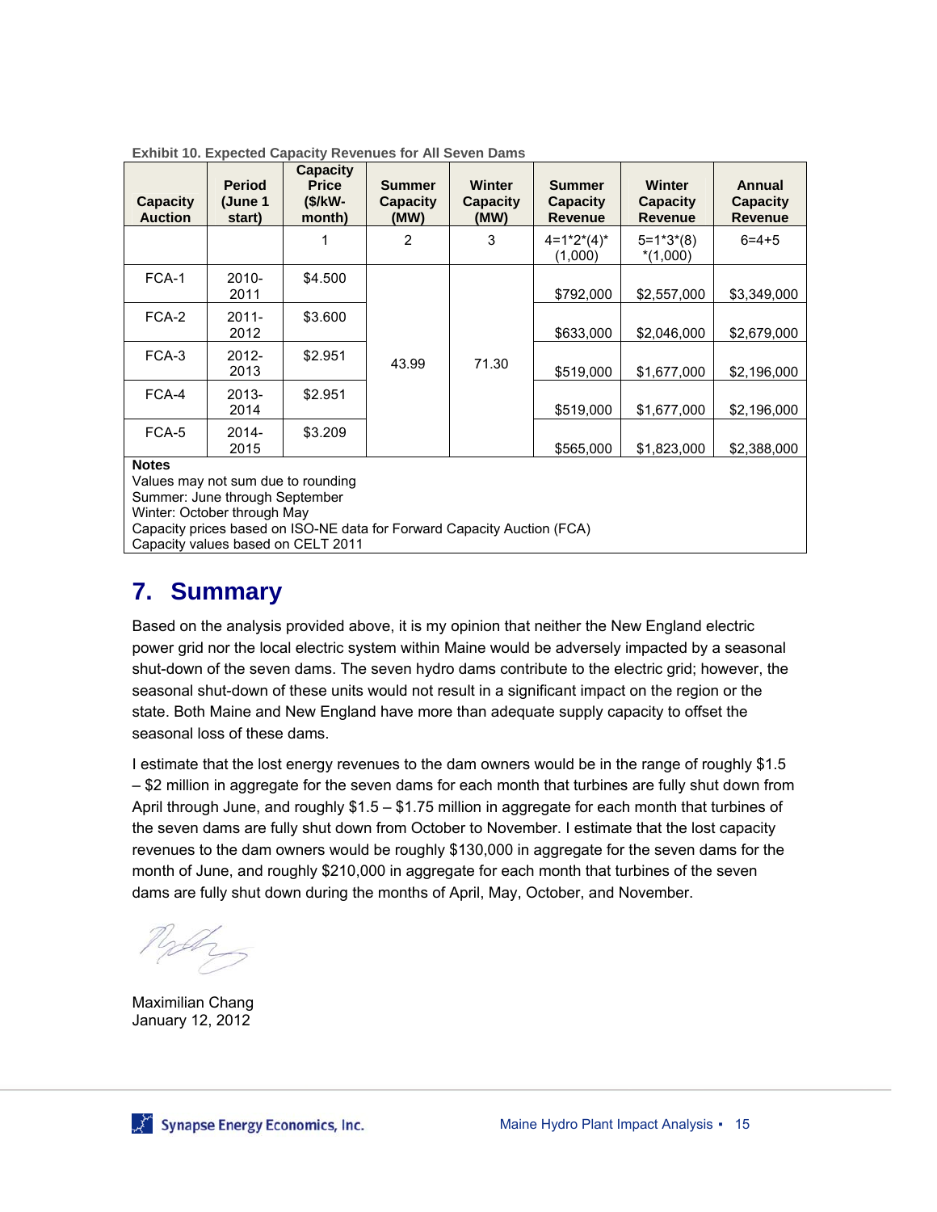**Exhibit 10. Expected Capacity Revenues for All Seven Dams**

| Capacity Auction | Period (June 1 start) | Capacity Price ($/kW-month) | Summer Capacity (MW) | Winter Capacity (MW) | Summer Capacity Revenue | Winter Capacity Revenue | Annual Capacity Revenue |
|---|---|---|---|---|---|---|---|
| | | 1 | 2 | 3 | 4=1*2*(4)*(1,000) | 5=1*3*(8)*(1,000) | 6=4+5 |
| FCA-1 | 2010-2011 | $4.500 | 43.99 | 71.30 | $792,000 | $2,557,000 | $3,349,000 |
| FCA-2 | 2011-2012 | $3.600 | | | $633,000 | $2,046,000 | $2,679,000 |
| FCA-3 | 2012-2013 | $2.951 | | | $519,000 | $1,677,000 | $2,196,000 |
| FCA-4 | 2013-2014 | $2.951 | | | $519,000 | $1,677,000 | $2,196,000 |
| FCA-5 | 2014-2015 | $3.209 | | | $565,000 | $1,823,000 | $2,388,000 |

**Notes**
Values may not sum due to rounding
Summer: June through September
Winter: October through May
Capacity prices based on ISO-NE data for Forward Capacity Auction (FCA)
Capacity values based on CELT 2011

# 7. Summary

Based on the analysis provided above, it is my opinion that neither the New England electric power grid nor the local electric system within Maine would be adversely impacted by a seasonal shut-down of the seven dams. The seven hydro dams contribute to the electric grid; however, the seasonal shut-down of these units would not result in a significant impact on the region or the state. Both Maine and New England have more than adequate supply capacity to offset the seasonal loss of these dams.

I estimate that the lost energy revenues to the dam owners would be in the range of roughly $1.5 – $2 million in aggregate for the seven dams for each month that turbines are fully shut down from April through June, and roughly $1.5 – $1.75 million in aggregate for each month that turbines of the seven dams are fully shut down from October to November. I estimate that the lost capacity revenues to the dam owners would be roughly $130,000 in aggregate for the seven dams for the month of June, and roughly $210,000 in aggregate for each month that turbines of the seven dams are fully shut down during the months of April, May, October, and November.

Maximilian Chang
January 12, 2012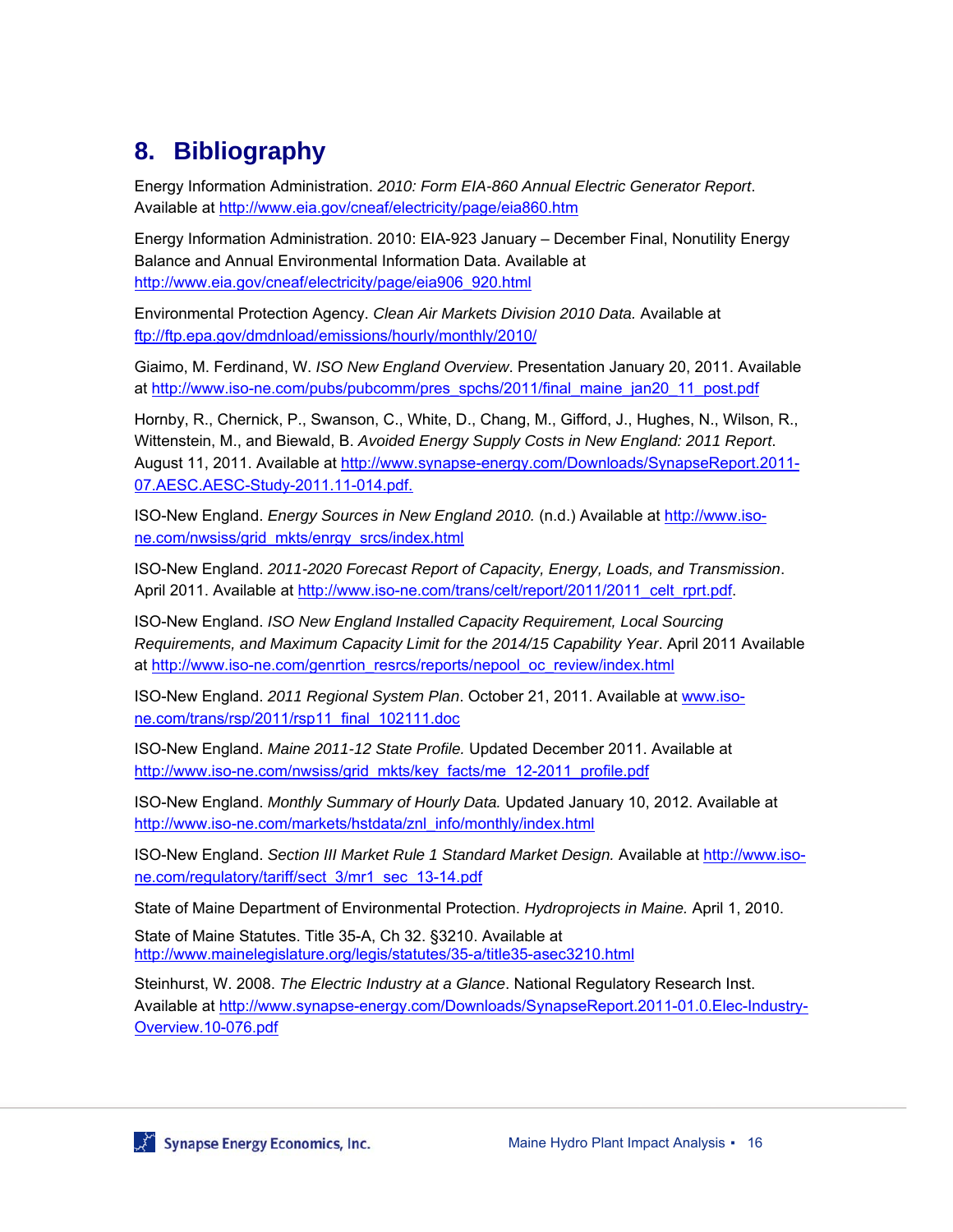# 8. Bibliography

Energy Information Administration. *2010: Form EIA-860 Annual Electric Generator Report*. Available at http://www.eia.gov/cneaf/electricity/page/eia860.htm

Energy Information Administration. 2010: EIA-923 January – December Final, Nonutility Energy Balance and Annual Environmental Information Data. Available at http://www.eia.gov/cneaf/electricity/page/eia906_920.html

Environmental Protection Agency. *Clean Air Markets Division 2010 Data.* Available at ftp://ftp.epa.gov/dmdnload/emissions/hourly/monthly/2010/

Giaimo, M. Ferdinand, W. *ISO New England Overview*. Presentation January 20, 2011. Available at http://www.iso-ne.com/pubs/pubcomm/pres_spchs/2011/final_maine_jan20_11_post.pdf

Hornby, R., Chernick, P., Swanson, C., White, D., Chang, M., Gifford, J., Hughes, N., Wilson, R., Wittenstein, M., and Biewald, B. *Avoided Energy Supply Costs in New England: 2011 Report*. August 11, 2011. Available at http://www.synapse-energy.com/Downloads/SynapseReport.2011-07.AESC.AESC-Study-2011.11-014.pdf.

ISO-New England. *Energy Sources in New England 2010.* (n.d.) Available at http://www.iso-ne.com/nwsiss/grid_mkts/enrgy_srcs/index.html

ISO-New England. *2011-2020 Forecast Report of Capacity, Energy, Loads, and Transmission*. April 2011. Available at http://www.iso-ne.com/trans/celt/report/2011/2011_celt_rprt.pdf.

ISO-New England. *ISO New England Installed Capacity Requirement, Local Sourcing Requirements, and Maximum Capacity Limit for the 2014/15 Capability Year*. April 2011 Available at http://www.iso-ne.com/genrtion_resrcs/reports/nepool_oc_review/index.html

ISO-New England. *2011 Regional System Plan*. October 21, 2011. Available at www.iso-ne.com/trans/rsp/2011/rsp11_final_102111.doc

ISO-New England. *Maine 2011-12 State Profile.* Updated December 2011. Available at http://www.iso-ne.com/nwsiss/grid_mkts/key_facts/me_12-2011_profile.pdf

ISO-New England. *Monthly Summary of Hourly Data.* Updated January 10, 2012. Available at http://www.iso-ne.com/markets/hstdata/znl_info/monthly/index.html

ISO-New England. *Section III Market Rule 1 Standard Market Design.* Available at http://www.iso-ne.com/regulatory/tariff/sect_3/mr1_sec_13-14.pdf

State of Maine Department of Environmental Protection. *Hydroprojects in Maine.* April 1, 2010.

State of Maine Statutes. Title 35-A, Ch 32. §3210. Available at http://www.mainelegislature.org/legis/statutes/35-a/title35-asec3210.html

Steinhurst, W. 2008. *The Electric Industry at a Glance*. National Regulatory Research Inst. Available at http://www.synapse-energy.com/Downloads/SynapseReport.2011-01.0.Elec-Industry-Overview.10-076.pdf